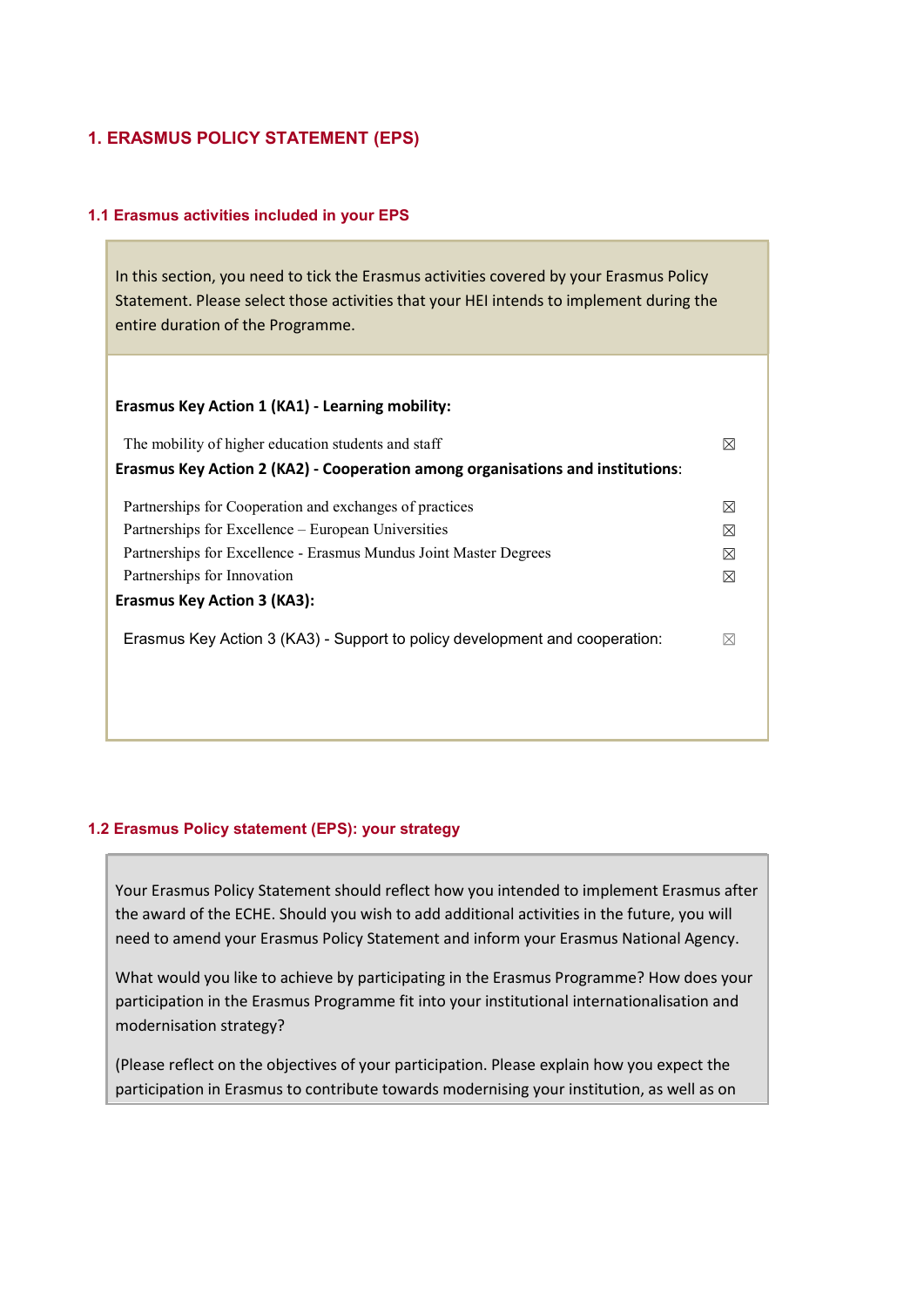## 1. ERASMUS POLICY STATEMENT (EPS)

### 1.1 Erasmus activities included in your EPS

In this section, you need to tick the Erasmus activities covered by your Erasmus Policy Statement. Please select those activities that your HEI intends to implement during the entire duration of the Programme.

**Erasmus Key Action 1 (KA1) - Learning mobility:**

| | |
|---|---|
| The mobility of higher education students and staff | ☒ |

**Erasmus Key Action 2 (KA2) - Cooperation among organisations and institutions**:

| | |
|---|---|
| Partnerships for Cooperation and exchanges of practices | ☒ |
| Partnerships for Excellence – European Universities | ☒ |
| Partnerships for Excellence - Erasmus Mundus Joint Master Degrees | ☒ |
| Partnerships for Innovation | ☒ |

**Erasmus Key Action 3 (KA3):**

| | |
|---|---|
| Erasmus Key Action 3 (KA3) - Support to policy development and cooperation: | ☒ |

### 1.2 Erasmus Policy statement (EPS): your strategy

Your Erasmus Policy Statement should reflect how you intended to implement Erasmus after the award of the ECHE. Should you wish to add additional activities in the future, you will need to amend your Erasmus Policy Statement and inform your Erasmus National Agency.

What would you like to achieve by participating in the Erasmus Programme? How does your participation in the Erasmus Programme fit into your institutional internationalisation and modernisation strategy?

(Please reflect on the objectives of your participation. Please explain how you expect the participation in Erasmus to contribute towards modernising your institution, as well as on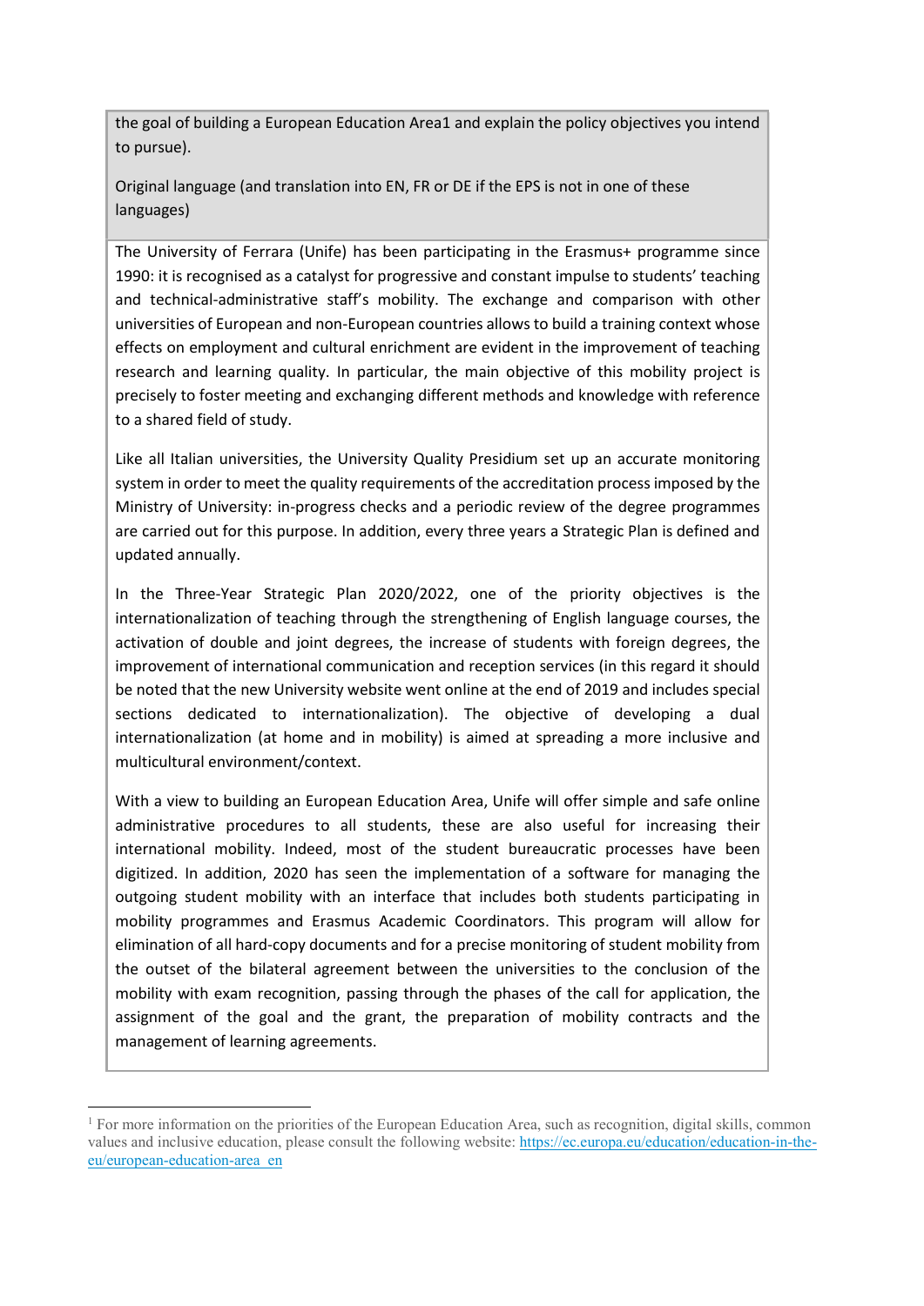the goal of building a European Education Area[1] and explain the policy objectives you intend to pursue).

Original language (and translation into EN, FR or DE if the EPS is not in one of these languages)

The University of Ferrara (Unife) has been participating in the Erasmus+ programme since 1990: it is recognised as a catalyst for progressive and constant impulse to students' teaching and technical-administrative staff's mobility. The exchange and comparison with other universities of European and non-European countries allows to build a training context whose effects on employment and cultural enrichment are evident in the improvement of teaching research and learning quality. In particular, the main objective of this mobility project is precisely to foster meeting and exchanging different methods and knowledge with reference to a shared field of study.

Like all Italian universities, the University Quality Presidium set up an accurate monitoring system in order to meet the quality requirements of the accreditation process imposed by the Ministry of University: in-progress checks and a periodic review of the degree programmes are carried out for this purpose. In addition, every three years a Strategic Plan is defined and updated annually.

In the Three-Year Strategic Plan 2020/2022, one of the priority objectives is the internationalization of teaching through the strengthening of English language courses, the activation of double and joint degrees, the increase of students with foreign degrees, the improvement of international communication and reception services (in this regard it should be noted that the new University website went online at the end of 2019 and includes special sections dedicated to internationalization). The objective of developing a dual internationalization (at home and in mobility) is aimed at spreading a more inclusive and multicultural environment/context.

With a view to building an European Education Area, Unife will offer simple and safe online administrative procedures to all students, these are also useful for increasing their international mobility. Indeed, most of the student bureaucratic processes have been digitized. In addition, 2020 has seen the implementation of a software for managing the outgoing student mobility with an interface that includes both students participating in mobility programmes and Erasmus Academic Coordinators. This program will allow for elimination of all hard-copy documents and for a precise monitoring of student mobility from the outset of the bilateral agreement between the universities to the conclusion of the mobility with exam recognition, passing through the phases of the call for application, the assignment of the goal and the grant, the preparation of mobility contracts and the management of learning agreements.

[1] For more information on the priorities of the European Education Area, such as recognition, digital skills, common values and inclusive education, please consult the following website: https://ec.europa.eu/education/education-in-the-eu/european-education-area_en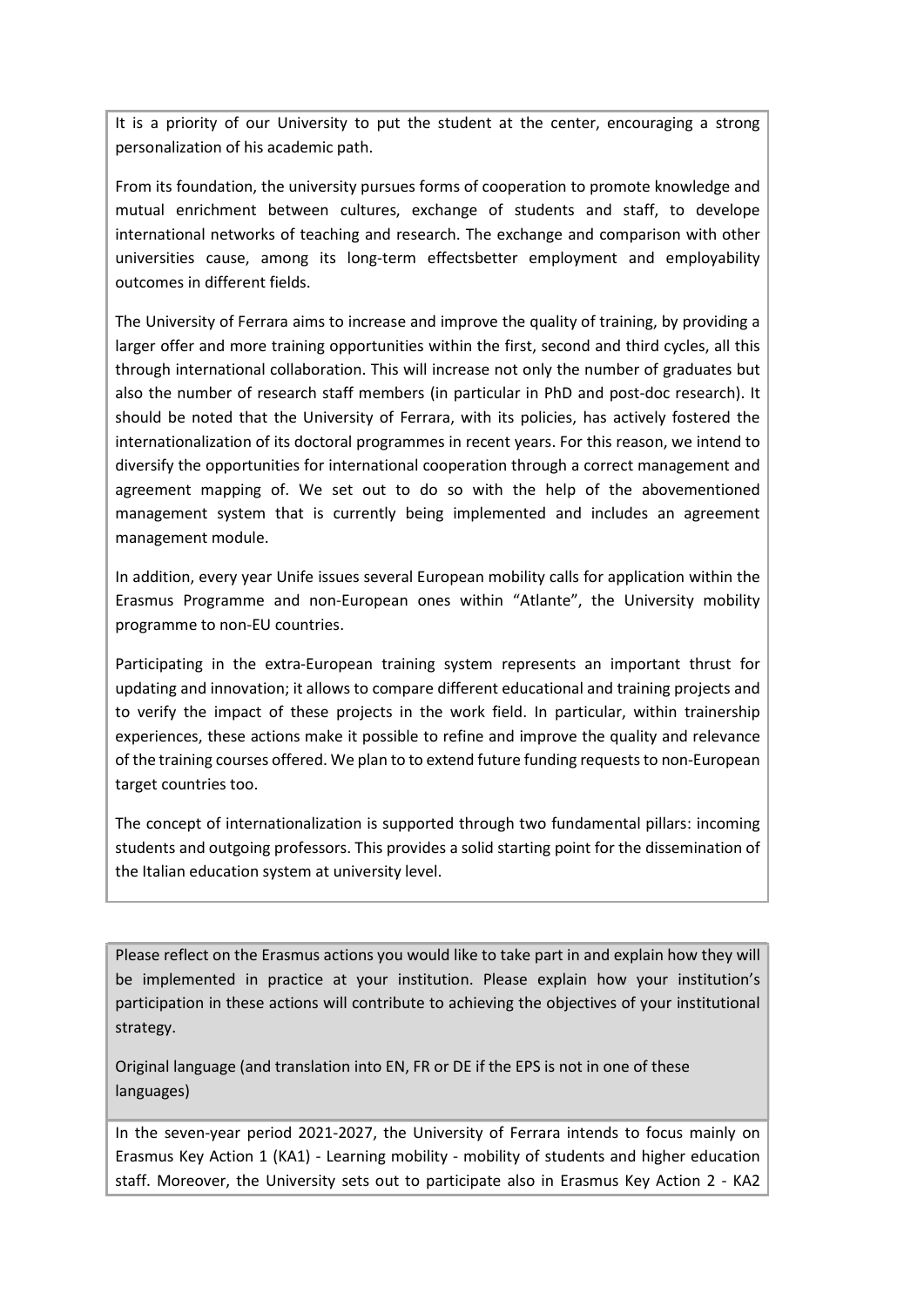It is a priority of our University to put the student at the center, encouraging a strong personalization of his academic path.

From its foundation, the university pursues forms of cooperation to promote knowledge and mutual enrichment between cultures, exchange of students and staff, to develope international networks of teaching and research. The exchange and comparison with other universities cause, among its long-term effectsbetter employment and employability outcomes in different fields.

The University of Ferrara aims to increase and improve the quality of training, by providing a larger offer and more training opportunities within the first, second and third cycles, all this through international collaboration. This will increase not only the number of graduates but also the number of research staff members (in particular in PhD and post-doc research). It should be noted that the University of Ferrara, with its policies, has actively fostered the internationalization of its doctoral programmes in recent years. For this reason, we intend to diversify the opportunities for international cooperation through a correct management and agreement mapping of. We set out to do so with the help of the abovementioned management system that is currently being implemented and includes an agreement management module.

In addition, every year Unife issues several European mobility calls for application within the Erasmus Programme and non-European ones within "Atlante", the University mobility programme to non-EU countries.

Participating in the extra-European training system represents an important thrust for updating and innovation; it allows to compare different educational and training projects and to verify the impact of these projects in the work field. In particular, within trainership experiences, these actions make it possible to refine and improve the quality and relevance of the training courses offered. We plan to to extend future funding requests to non-European target countries too.

The concept of internationalization is supported through two fundamental pillars: incoming students and outgoing professors. This provides a solid starting point for the dissemination of the Italian education system at university level.

Please reflect on the Erasmus actions you would like to take part in and explain how they will be implemented in practice at your institution. Please explain how your institution's participation in these actions will contribute to achieving the objectives of your institutional strategy.

Original language (and translation into EN, FR or DE if the EPS is not in one of these languages)

In the seven-year period 2021-2027, the University of Ferrara intends to focus mainly on Erasmus Key Action 1 (KA1) - Learning mobility - mobility of students and higher education staff. Moreover, the University sets out to participate also in Erasmus Key Action 2 - KA2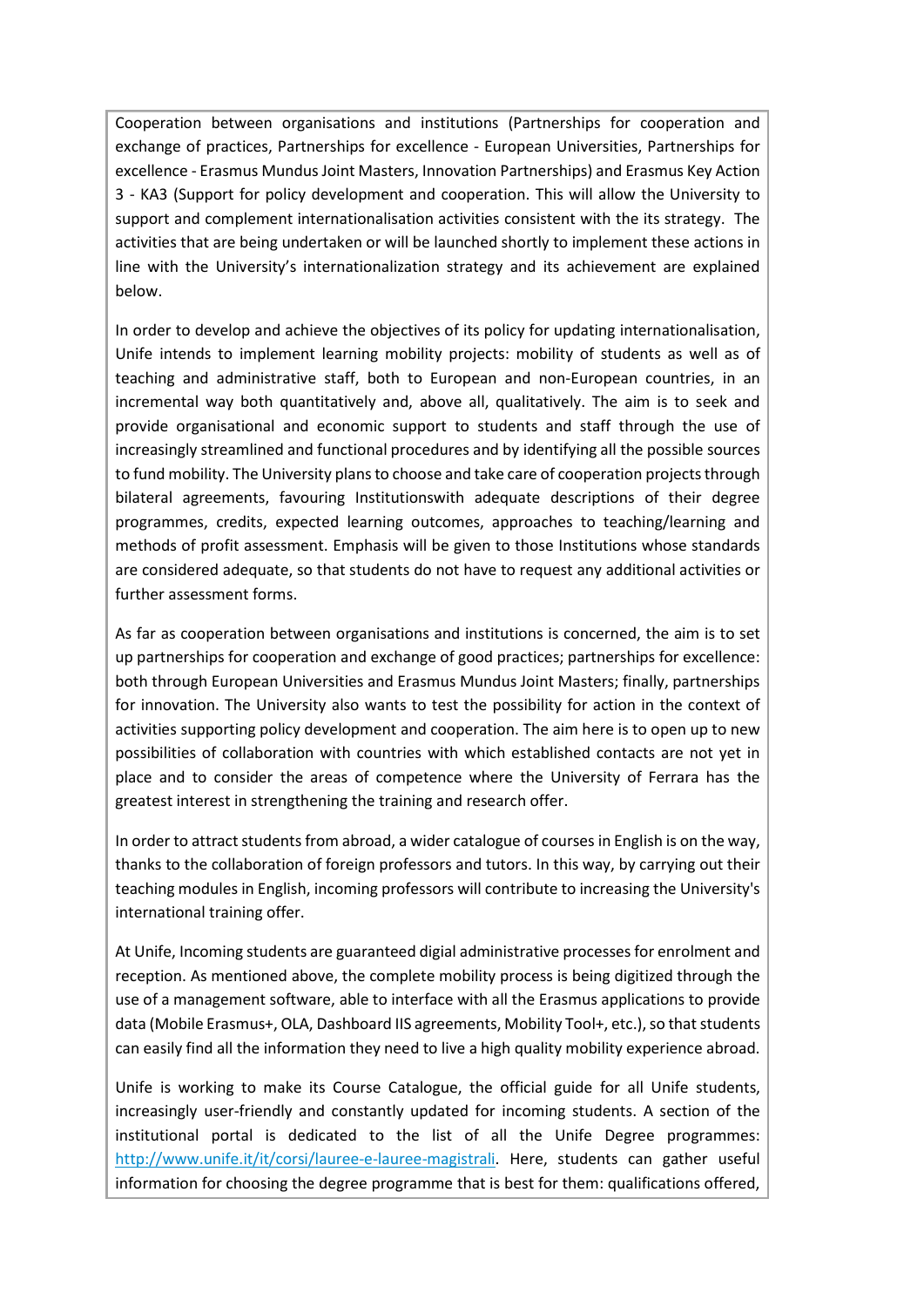Cooperation between organisations and institutions (Partnerships for cooperation and exchange of practices, Partnerships for excellence - European Universities, Partnerships for excellence - Erasmus Mundus Joint Masters, Innovation Partnerships) and Erasmus Key Action 3 - KA3 (Support for policy development and cooperation. This will allow the University to support and complement internationalisation activities consistent with the its strategy. The activities that are being undertaken or will be launched shortly to implement these actions in line with the University's internationalization strategy and its achievement are explained below.

In order to develop and achieve the objectives of its policy for updating internationalisation, Unife intends to implement learning mobility projects: mobility of students as well as of teaching and administrative staff, both to European and non-European countries, in an incremental way both quantitatively and, above all, qualitatively. The aim is to seek and provide organisational and economic support to students and staff through the use of increasingly streamlined and functional procedures and by identifying all the possible sources to fund mobility. The University plans to choose and take care of cooperation projects through bilateral agreements, favouring Institutionswith adequate descriptions of their degree programmes, credits, expected learning outcomes, approaches to teaching/learning and methods of profit assessment. Emphasis will be given to those Institutions whose standards are considered adequate, so that students do not have to request any additional activities or further assessment forms.

As far as cooperation between organisations and institutions is concerned, the aim is to set up partnerships for cooperation and exchange of good practices; partnerships for excellence: both through European Universities and Erasmus Mundus Joint Masters; finally, partnerships for innovation. The University also wants to test the possibility for action in the context of activities supporting policy development and cooperation. The aim here is to open up to new possibilities of collaboration with countries with which established contacts are not yet in place and to consider the areas of competence where the University of Ferrara has the greatest interest in strengthening the training and research offer.

In order to attract students from abroad, a wider catalogue of courses in English is on the way, thanks to the collaboration of foreign professors and tutors. In this way, by carrying out their teaching modules in English, incoming professors will contribute to increasing the University's international training offer.

At Unife, Incoming students are guaranteed digial administrative processes for enrolment and reception. As mentioned above, the complete mobility process is being digitized through the use of a management software, able to interface with all the Erasmus applications to provide data (Mobile Erasmus+, OLA, Dashboard IIS agreements, Mobility Tool+, etc.), so that students can easily find all the information they need to live a high quality mobility experience abroad.

Unife is working to make its Course Catalogue, the official guide for all Unife students, increasingly user-friendly and constantly updated for incoming students. A section of the institutional portal is dedicated to the list of all the Unife Degree programmes: [http://www.unife.it/it/corsi/lauree-e-lauree-magistrali](http://www.unife.it/it/corsi/lauree-e-lauree-magistrali). Here, students can gather useful information for choosing the degree programme that is best for them: qualifications offered,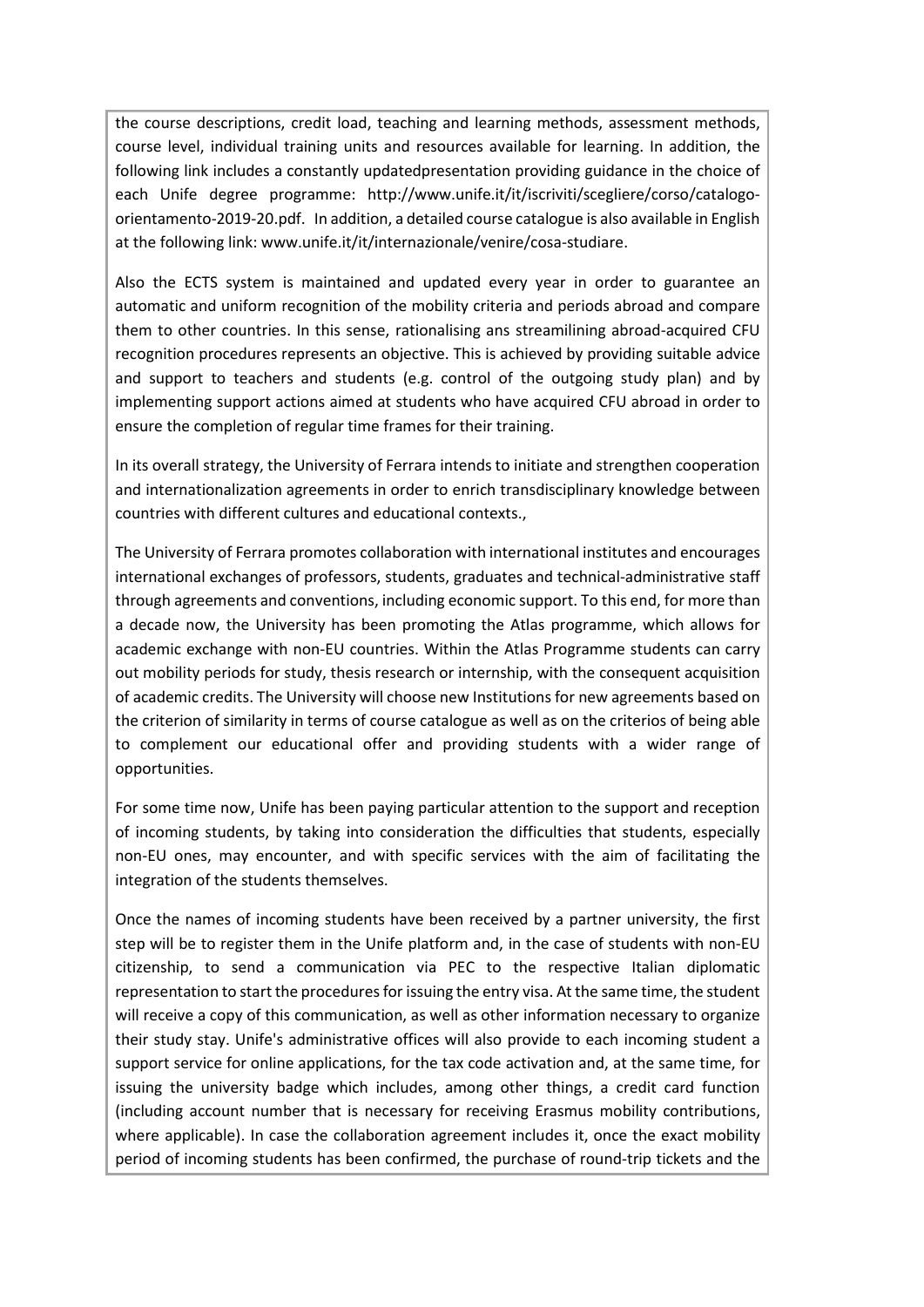the course descriptions, credit load, teaching and learning methods, assessment methods, course level, individual training units and resources available for learning. In addition, the following link includes a constantly updatedpresentation providing guidance in the choice of each Unife degree programme: http://www.unife.it/it/iscriviti/scegliere/corso/catalogo-orientamento-2019-20.pdf. In addition, a detailed course catalogue is also available in English at the following link: www.unife.it/it/internazionale/venire/cosa-studiare.

Also the ECTS system is maintained and updated every year in order to guarantee an automatic and uniform recognition of the mobility criteria and periods abroad and compare them to other countries. In this sense, rationalising ans streamilining abroad-acquired CFU recognition procedures represents an objective. This is achieved by providing suitable advice and support to teachers and students (e.g. control of the outgoing study plan) and by implementing support actions aimed at students who have acquired CFU abroad in order to ensure the completion of regular time frames for their training.

In its overall strategy, the University of Ferrara intends to initiate and strengthen cooperation and internationalization agreements in order to enrich transdisciplinary knowledge between countries with different cultures and educational contexts.,

The University of Ferrara promotes collaboration with international institutes and encourages international exchanges of professors, students, graduates and technical-administrative staff through agreements and conventions, including economic support. To this end, for more than a decade now, the University has been promoting the Atlas programme, which allows for academic exchange with non-EU countries. Within the Atlas Programme students can carry out mobility periods for study, thesis research or internship, with the consequent acquisition of academic credits. The University will choose new Institutions for new agreements based on the criterion of similarity in terms of course catalogue as well as on the criterios of being able to complement our educational offer and providing students with a wider range of opportunities.

For some time now, Unife has been paying particular attention to the support and reception of incoming students, by taking into consideration the difficulties that students, especially non-EU ones, may encounter, and with specific services with the aim of facilitating the integration of the students themselves.

Once the names of incoming students have been received by a partner university, the first step will be to register them in the Unife platform and, in the case of students with non-EU citizenship, to send a communication via PEC to the respective Italian diplomatic representation to start the procedures for issuing the entry visa. At the same time, the student will receive a copy of this communication, as well as other information necessary to organize their study stay. Unife's administrative offices will also provide to each incoming student a support service for online applications, for the tax code activation and, at the same time, for issuing the university badge which includes, among other things, a credit card function (including account number that is necessary for receiving Erasmus mobility contributions, where applicable). In case the collaboration agreement includes it, once the exact mobility period of incoming students has been confirmed, the purchase of round-trip tickets and the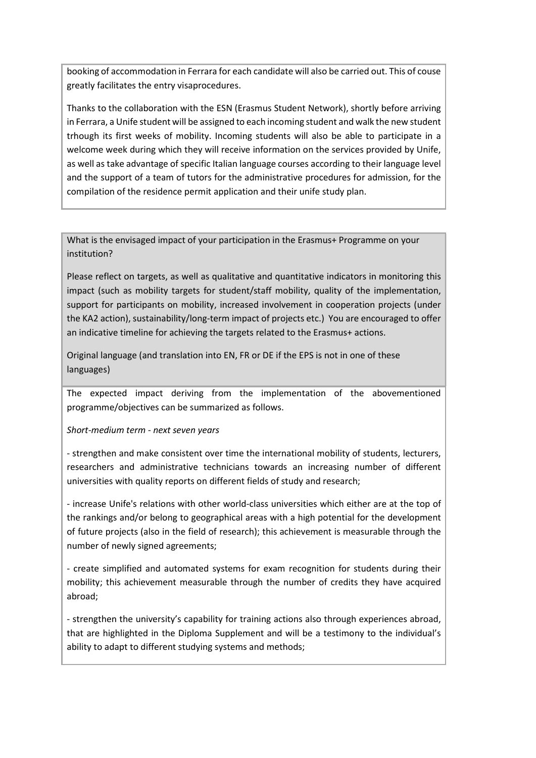booking of accommodation in Ferrara for each candidate will also be carried out. This of couse greatly facilitates the entry visaprocedures.

Thanks to the collaboration with the ESN (Erasmus Student Network), shortly before arriving in Ferrara, a Unife student will be assigned to each incoming student and walk the new student trhough its first weeks of mobility. Incoming students will also be able to participate in a welcome week during which they will receive information on the services provided by Unife, as well as take advantage of specific Italian language courses according to their language level and the support of a team of tutors for the administrative procedures for admission, for the compilation of the residence permit application and their unife study plan.

What is the envisaged impact of your participation in the Erasmus+ Programme on your institution?

Please reflect on targets, as well as qualitative and quantitative indicators in monitoring this impact (such as mobility targets for student/staff mobility, quality of the implementation, support for participants on mobility, increased involvement in cooperation projects (under the KA2 action), sustainability/long-term impact of projects etc.) You are encouraged to offer an indicative timeline for achieving the targets related to the Erasmus+ actions.

Original language (and translation into EN, FR or DE if the EPS is not in one of these languages)

The expected impact deriving from the implementation of the abovementioned programme/objectives can be summarized as follows.

*Short-medium term - next seven years*

- strengthen and make consistent over time the international mobility of students, lecturers, researchers and administrative technicians towards an increasing number of different universities with quality reports on different fields of study and research;

- increase Unife's relations with other world-class universities which either are at the top of the rankings and/or belong to geographical areas with a high potential for the development of future projects (also in the field of research); this achievement is measurable through the number of newly signed agreements;

- create simplified and automated systems for exam recognition for students during their mobility; this achievement measurable through the number of credits they have acquired abroad;

- strengthen the university's capability for training actions also through experiences abroad, that are highlighted in the Diploma Supplement and will be a testimony to the individual's ability to adapt to different studying systems and methods;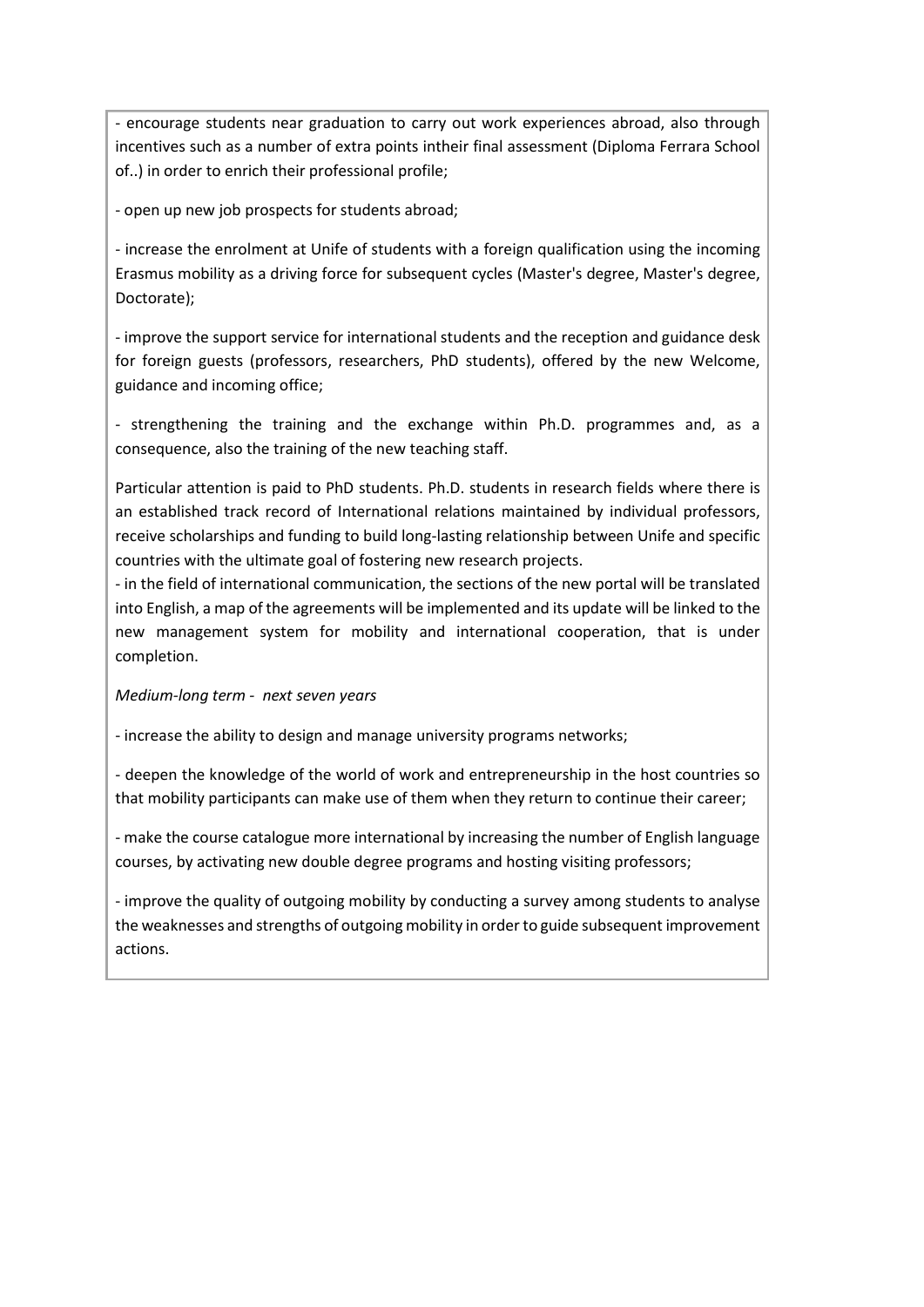- encourage students near graduation to carry out work experiences abroad, also through incentives such as a number of extra points intheir final assessment (Diploma Ferrara School of..) in order to enrich their professional profile;

- open up new job prospects for students abroad;

- increase the enrolment at Unife of students with a foreign qualification using the incoming Erasmus mobility as a driving force for subsequent cycles (Master's degree, Master's degree, Doctorate);

- improve the support service for international students and the reception and guidance desk for foreign guests (professors, researchers, PhD students), offered by the new Welcome, guidance and incoming office;

- strengthening the training and the exchange within Ph.D. programmes and, as a consequence, also the training of the new teaching staff.

Particular attention is paid to PhD students. Ph.D. students in research fields where there is an established track record of International relations maintained by individual professors, receive scholarships and funding to build long-lasting relationship between Unife and specific countries with the ultimate goal of fostering new research projects.

- in the field of international communication, the sections of the new portal will be translated into English, a map of the agreements will be implemented and its update will be linked to the new management system for mobility and international cooperation, that is under completion.

*Medium-long term - next seven years*

- increase the ability to design and manage university programs networks;

- deepen the knowledge of the world of work and entrepreneurship in the host countries so that mobility participants can make use of them when they return to continue their career;

- make the course catalogue more international by increasing the number of English language courses, by activating new double degree programs and hosting visiting professors;

- improve the quality of outgoing mobility by conducting a survey among students to analyse the weaknesses and strengths of outgoing mobility in order to guide subsequent improvement actions.